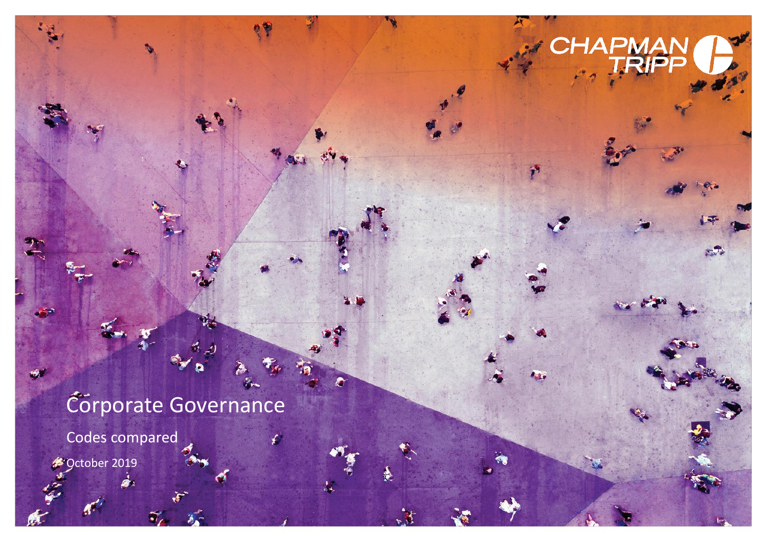CHAPMAN TRIPP

# Corporate Governance

Codes compared

October 2019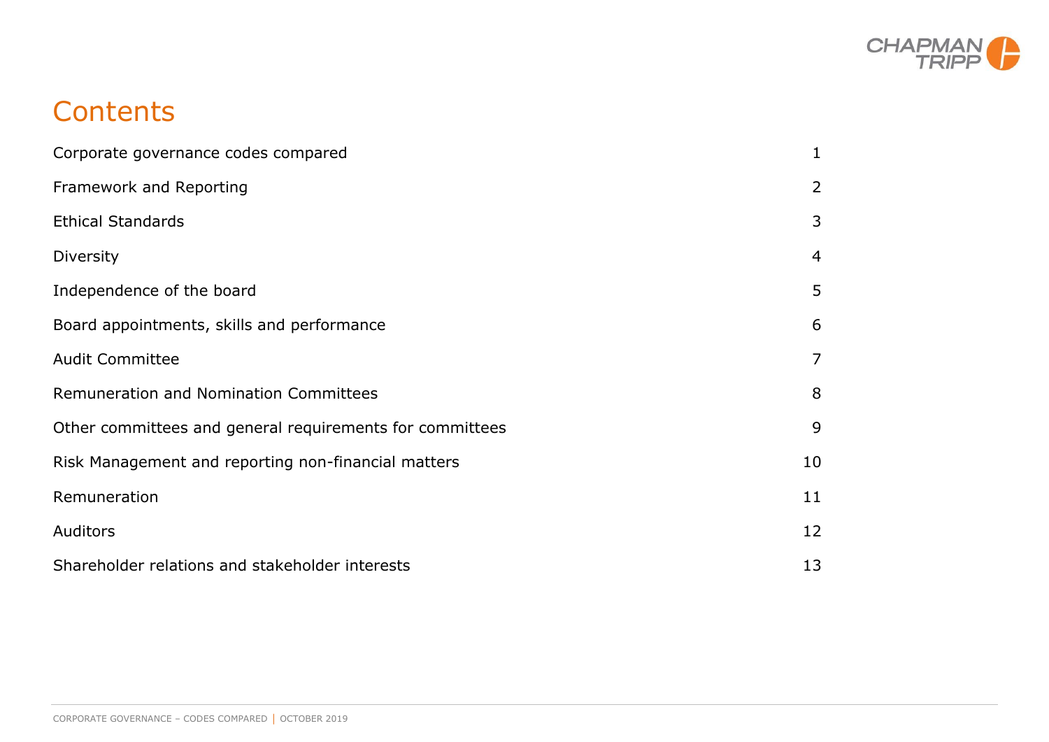# Contents

| | |
|---|---|
| Corporate governance codes compared | 1 |
| Framework and Reporting | 2 |
| Ethical Standards | 3 |
| Diversity | 4 |
| Independence of the board | 5 |
| Board appointments, skills and performance | 6 |
| Audit Committee | 7 |
| Remuneration and Nomination Committees | 8 |
| Other committees and general requirements for committees | 9 |
| Risk Management and reporting non-financial matters | 10 |
| Remuneration | 11 |
| Auditors | 12 |
| Shareholder relations and stakeholder interests | 13 |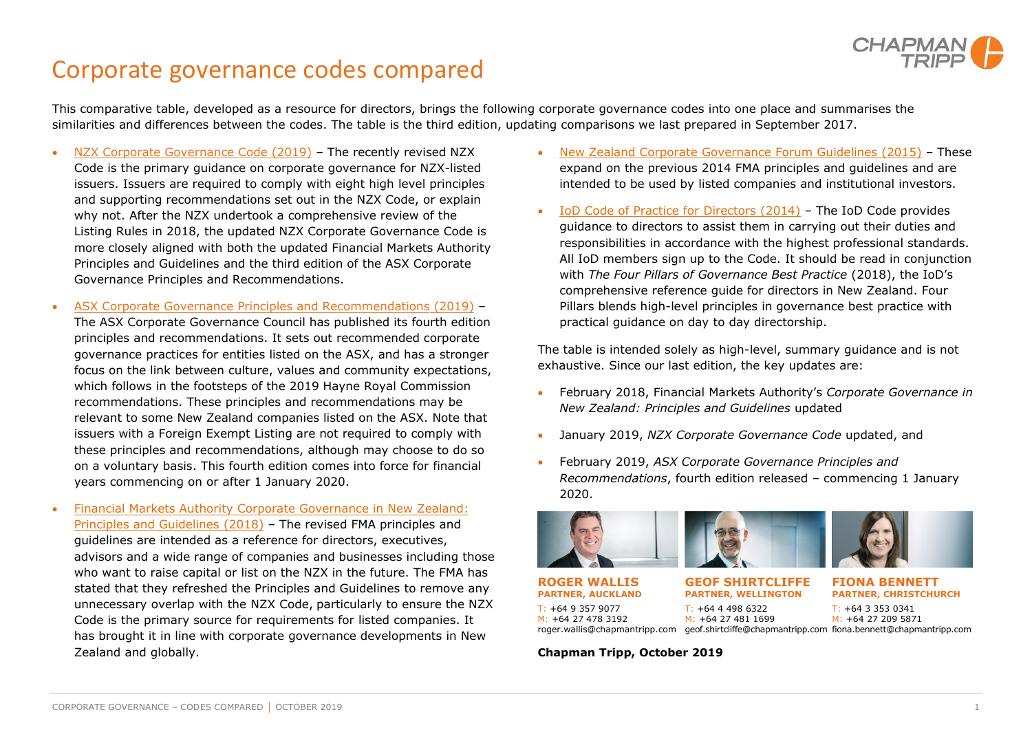# Corporate governance codes compared

This comparative table, developed as a resource for directors, brings the following corporate governance codes into one place and summarises the similarities and differences between the codes. The table is the third edition, updating comparisons we last prepared in September 2017.

- NZX Corporate Governance Code (2019) – The recently revised NZX Code is the primary guidance on corporate governance for NZX-listed issuers. Issuers are required to comply with eight high level principles and supporting recommendations set out in the NZX Code, or explain why not. After the NZX undertook a comprehensive review of the Listing Rules in 2018, the updated NZX Corporate Governance Code is more closely aligned with both the updated Financial Markets Authority Principles and Guidelines and the third edition of the ASX Corporate Governance Principles and Recommendations.
- ASX Corporate Governance Principles and Recommendations (2019) – The ASX Corporate Governance Council has published its fourth edition principles and recommendations. It sets out recommended corporate governance practices for entities listed on the ASX, and has a stronger focus on the link between culture, values and community expectations, which follows in the footsteps of the 2019 Hayne Royal Commission recommendations. These principles and recommendations may be relevant to some New Zealand companies listed on the ASX. Note that issuers with a Foreign Exempt Listing are not required to comply with these principles and recommendations, although may choose to do so on a voluntary basis. This fourth edition comes into force for financial years commencing on or after 1 January 2020.
- Financial Markets Authority Corporate Governance in New Zealand: Principles and Guidelines (2018) – The revised FMA principles and guidelines are intended as a reference for directors, executives, advisors and a wide range of companies and businesses including those who want to raise capital or list on the NZX in the future. The FMA has stated that they refreshed the Principles and Guidelines to remove any unnecessary overlap with the NZX Code, particularly to ensure the NZX Code is the primary source for requirements for listed companies. It has brought it in line with corporate governance developments in New Zealand and globally.
- New Zealand Corporate Governance Forum Guidelines (2015) – These expand on the previous 2014 FMA principles and guidelines and are intended to be used by listed companies and institutional investors.
- IoD Code of Practice for Directors (2014) – The IoD Code provides guidance to directors to assist them in carrying out their duties and responsibilities in accordance with the highest professional standards. All IoD members sign up to the Code. It should be read in conjunction with *The Four Pillars of Governance Best Practice* (2018), the IoD's comprehensive reference guide for directors in New Zealand. Four Pillars blends high-level principles in governance best practice with practical guidance on day to day directorship.

The table is intended solely as high-level, summary guidance and is not exhaustive. Since our last edition, the key updates are:

- February 2018, Financial Markets Authority's *Corporate Governance in New Zealand: Principles and Guidelines* updated
- January 2019, *NZX Corporate Governance Code* updated, and
- February 2019, *ASX Corporate Governance Principles and Recommendations*, fourth edition released – commencing 1 January 2020.

**ROGER WALLIS**
**PARTNER, AUCKLAND**
T: +64 9 357 9077
M: +64 27 478 3192
roger.wallis@chapmantripp.com

**GEOF SHIRTCLIFFE**
**PARTNER, WELLINGTON**
T: +64 4 498 6322
M: +64 27 481 1699
geof.shirtcliffe@chapmantripp.com

**FIONA BENNETT**
**PARTNER, CHRISTCHURCH**
T: +64 3 353 0341
M: +64 27 209 5871
fiona.bennett@chapmantripp.com

**Chapman Tripp, October 2019**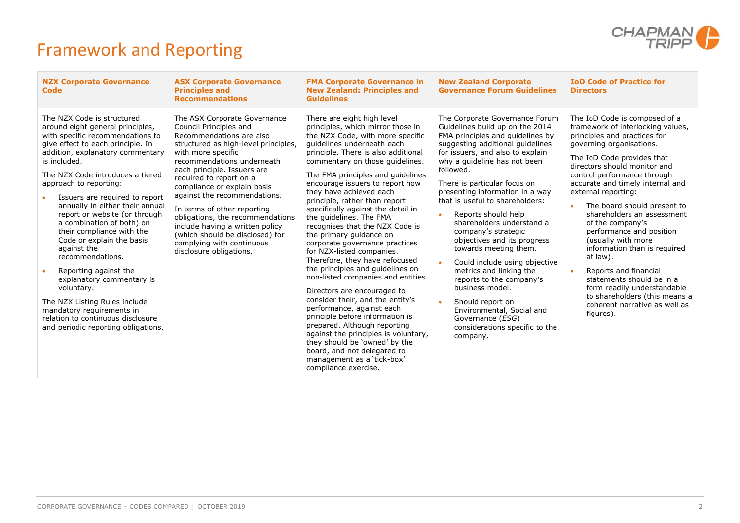# Framework and Reporting

| NZX Corporate Governance Code | ASX Corporate Governance Principles and Recommendations | FMA Corporate Governance in New Zealand: Principles and Guidelines | New Zealand Corporate Governance Forum Guidelines | IoD Code of Practice for Directors |
|---|---|---|---|---|
| The NZX Code is structured around eight general principles, with specific recommendations to give effect to each principle. In addition, explanatory commentary is included.<br><br>The NZX Code introduces a tiered approach to reporting:<br><br>• Issuers are required to report annually in either their annual report or website (or through a combination of both) on their compliance with the Code or explain the basis against the recommendations.<br><br>• Reporting against the explanatory commentary is voluntary.<br><br>The NZX Listing Rules include mandatory requirements in relation to continuous disclosure and periodic reporting obligations. | The ASX Corporate Governance Council Principles and Recommendations are also structured as high-level principles, with more specific recommendations underneath each principle. Issuers are required to report on a compliance or explain basis against the recommendations.<br><br>In terms of other reporting obligations, the recommendations include having a written policy (which should be disclosed) for complying with continuous disclosure obligations. | There are eight high level principles, which mirror those in the NZX Code, with more specific guidelines underneath each principle. There is also additional commentary on those guidelines.<br><br>The FMA principles and guidelines encourage issuers to report how they have achieved each principle, rather than report specifically against the detail in the guidelines. The FMA recognises that the NZX Code is the primary guidance on corporate governance practices for NZX-listed companies. Therefore, they have refocused the principles and guidelines on non-listed companies and entities.<br><br>Directors are encouraged to consider their, and the entity's performance, against each principle before information is prepared. Although reporting against the principles is voluntary, they should be 'owned' by the board, and not delegated to management as a 'tick-box' compliance exercise. | The Corporate Governance Forum Guidelines build up on the 2014 FMA principles and guidelines by suggesting additional guidelines for issuers, and also to explain why a guideline has not been followed.<br><br>There is particular focus on presenting information in a way that is useful to shareholders:<br><br>• Reports should help shareholders understand a company's strategic objectives and its progress towards meeting them.<br><br>• Could include using objective metrics and linking the reports to the company's business model.<br><br>• Should report on Environmental, Social and Governance (*ESG*) considerations specific to the company. | The IoD Code is composed of a framework of interlocking values, principles and practices for governing organisations.<br><br>The IoD Code provides that directors should monitor and control performance through accurate and timely internal and external reporting:<br><br>• The board should present to shareholders an assessment of the company's performance and position (usually with more information than is required at law).<br><br>• Reports and financial statements should be in a form readily understandable to shareholders (this means a coherent narrative as well as figures). |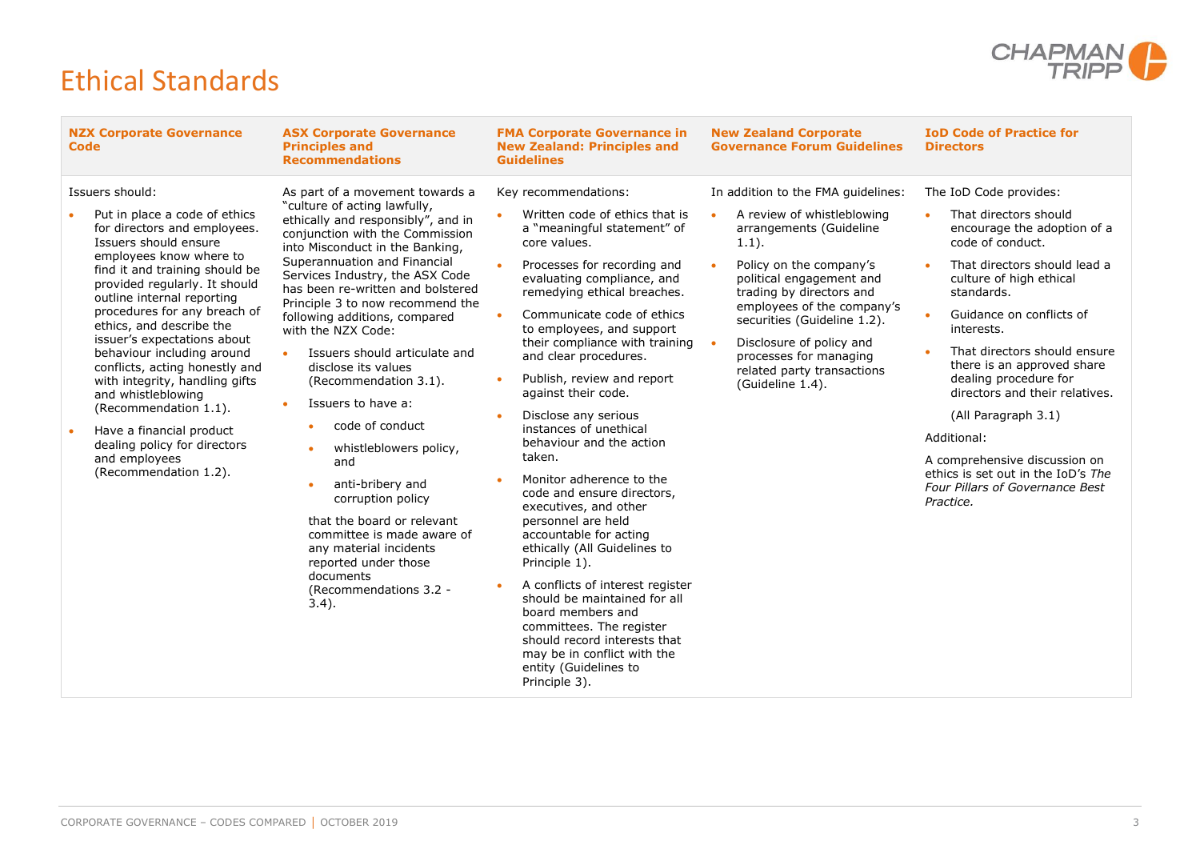# Ethical Standards

| NZX Corporate Governance Code | ASX Corporate Governance Principles and Recommendations | FMA Corporate Governance in New Zealand: Principles and Guidelines | New Zealand Corporate Governance Forum Guidelines | IoD Code of Practice for Directors |
|---|---|---|---|---|
| Issuers should:<br><br>• Put in place a code of ethics for directors and employees. Issuers should ensure employees know where to find it and training should be provided regularly. It should outline internal reporting procedures for any breach of ethics, and describe the issuer's expectations about behaviour including around conflicts, acting honestly and with integrity, handling gifts and whistleblowing (Recommendation 1.1).<br><br>• Have a financial product dealing policy for directors and employees (Recommendation 1.2). | As part of a movement towards a "culture of acting lawfully, ethically and responsibly", and in conjunction with the Commission into Misconduct in the Banking, Superannuation and Financial Services Industry, the ASX Code has been re-written and bolstered Principle 3 to now recommend the following additions, compared with the NZX Code:<br><br>• Issuers should articulate and disclose its values (Recommendation 3.1).<br><br>• Issuers to have a:<br>  ◦ code of conduct<br>  ◦ whistleblowers policy, and<br>  ◦ anti-bribery and corruption policy<br><br>that the board or relevant committee is made aware of any material incidents reported under those documents (Recommendations 3.2 - 3.4). | Key recommendations:<br><br>• Written code of ethics that is a "meaningful statement" of core values.<br><br>• Processes for recording and evaluating compliance, and remedying ethical breaches.<br><br>• Communicate code of ethics to employees, and support their compliance with training and clear procedures.<br><br>• Publish, review and report against their code.<br><br>• Disclose any serious instances of unethical behaviour and the action taken.<br><br>• Monitor adherence to the code and ensure directors, executives, and other personnel are held accountable for acting ethically (All Guidelines to Principle 1).<br><br>• A conflicts of interest register should be maintained for all board members and committees. The register should record interests that may be in conflict with the entity (Guidelines to Principle 3). | In addition to the FMA guidelines:<br><br>• A review of whistleblowing arrangements (Guideline 1.1).<br><br>• Policy on the company's political engagement and trading by directors and employees of the company's securities (Guideline 1.2).<br><br>• Disclosure of policy and processes for managing related party transactions (Guideline 1.4). | The IoD Code provides:<br><br>• That directors should encourage the adoption of a code of conduct.<br><br>• That directors should lead a culture of high ethical standards.<br><br>• Guidance on conflicts of interests.<br><br>• That directors should ensure there is an approved share dealing procedure for directors and their relatives.<br><br>(All Paragraph 3.1)<br><br>Additional:<br><br>A comprehensive discussion on ethics is set out in the IoD's *The Four Pillars of Governance Best Practice.* |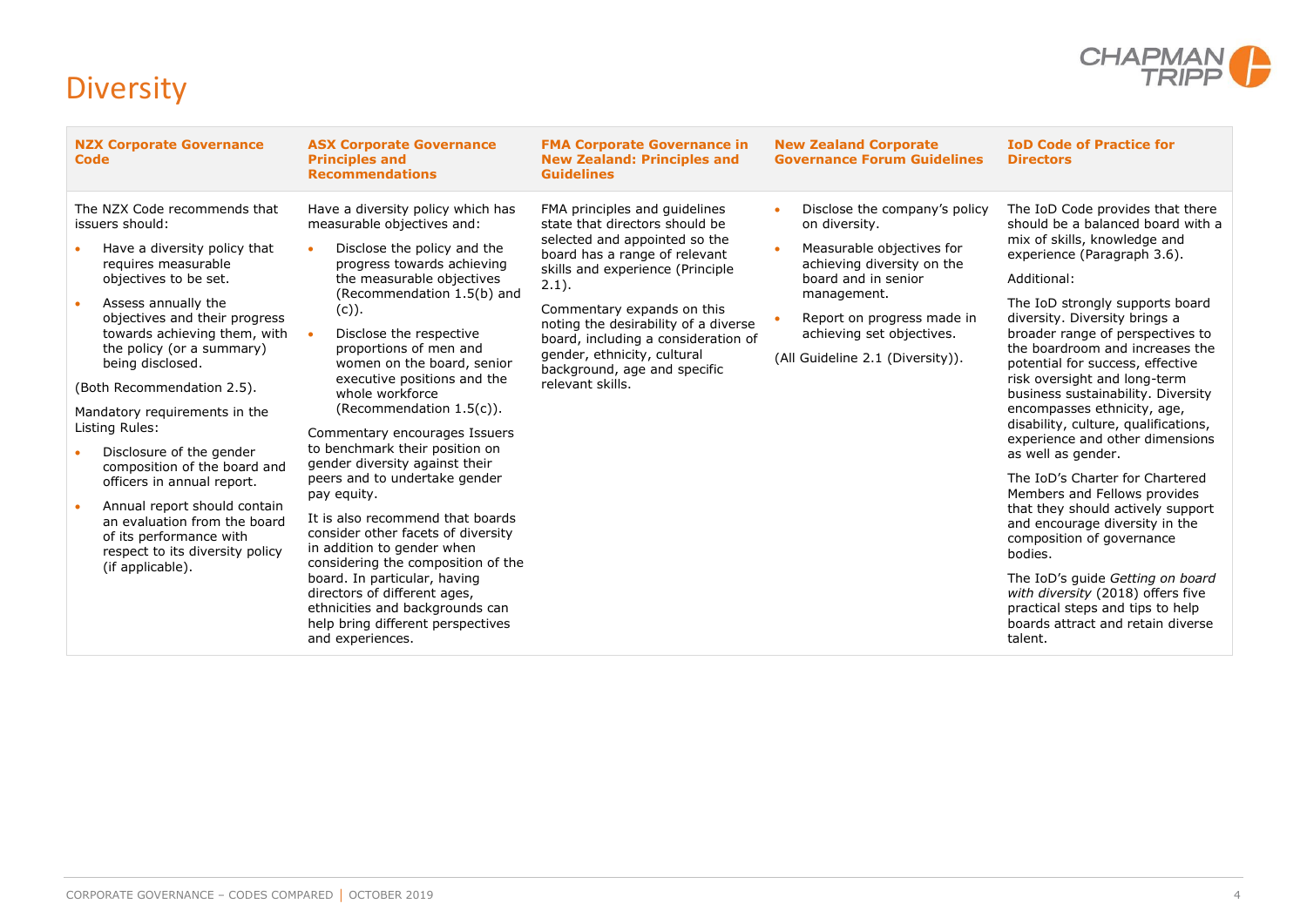# Diversity

| NZX Corporate Governance Code | ASX Corporate Governance Principles and Recommendations | FMA Corporate Governance in New Zealand: Principles and Guidelines | New Zealand Corporate Governance Forum Guidelines | IoD Code of Practice for Directors |
|---|---|---|---|---|
| The NZX Code recommends that issuers should:<br>• Have a diversity policy that requires measurable objectives to be set.<br>• Assess annually the objectives and their progress towards achieving them, with the policy (or a summary) being disclosed.<br>(Both Recommendation 2.5).<br>Mandatory requirements in the Listing Rules:<br>• Disclosure of the gender composition of the board and officers in annual report.<br>• Annual report should contain an evaluation from the board of its performance with respect to its diversity policy (if applicable). | Have a diversity policy which has measurable objectives and:<br>• Disclose the policy and the progress towards achieving the measurable objectives (Recommendation 1.5(b) and (c)).<br>• Disclose the respective proportions of men and women on the board, senior executive positions and the whole workforce (Recommendation 1.5(c)).<br>Commentary encourages Issuers to benchmark their position on gender diversity against their peers and to undertake gender pay equity.<br>It is also recommend that boards consider other facets of diversity in addition to gender when considering the composition of the board. In particular, having directors of different ages, ethnicities and backgrounds can help bring different perspectives and experiences. | FMA principles and guidelines state that directors should be selected and appointed so the board has a range of relevant skills and experience (Principle 2.1).<br>Commentary expands on this noting the desirability of a diverse board, including a consideration of gender, ethnicity, cultural background, age and specific relevant skills. | • Disclose the company's policy on diversity.<br>• Measurable objectives for achieving diversity on the board and in senior management.<br>• Report on progress made in achieving set objectives.<br>(All Guideline 2.1 (Diversity)). | The IoD Code provides that there should be a balanced board with a mix of skills, knowledge and experience (Paragraph 3.6).<br>Additional:<br>The IoD strongly supports board diversity. Diversity brings a broader range of perspectives to the boardroom and increases the potential for success, effective risk oversight and long-term business sustainability. Diversity encompasses ethnicity, age, disability, culture, qualifications, experience and other dimensions as well as gender.<br>The IoD's Charter for Chartered Members and Fellows provides that they should actively support and encourage diversity in the composition of governance bodies.<br>The IoD's guide *Getting on board with diversity* (2018) offers five practical steps and tips to help boards attract and retain diverse talent. |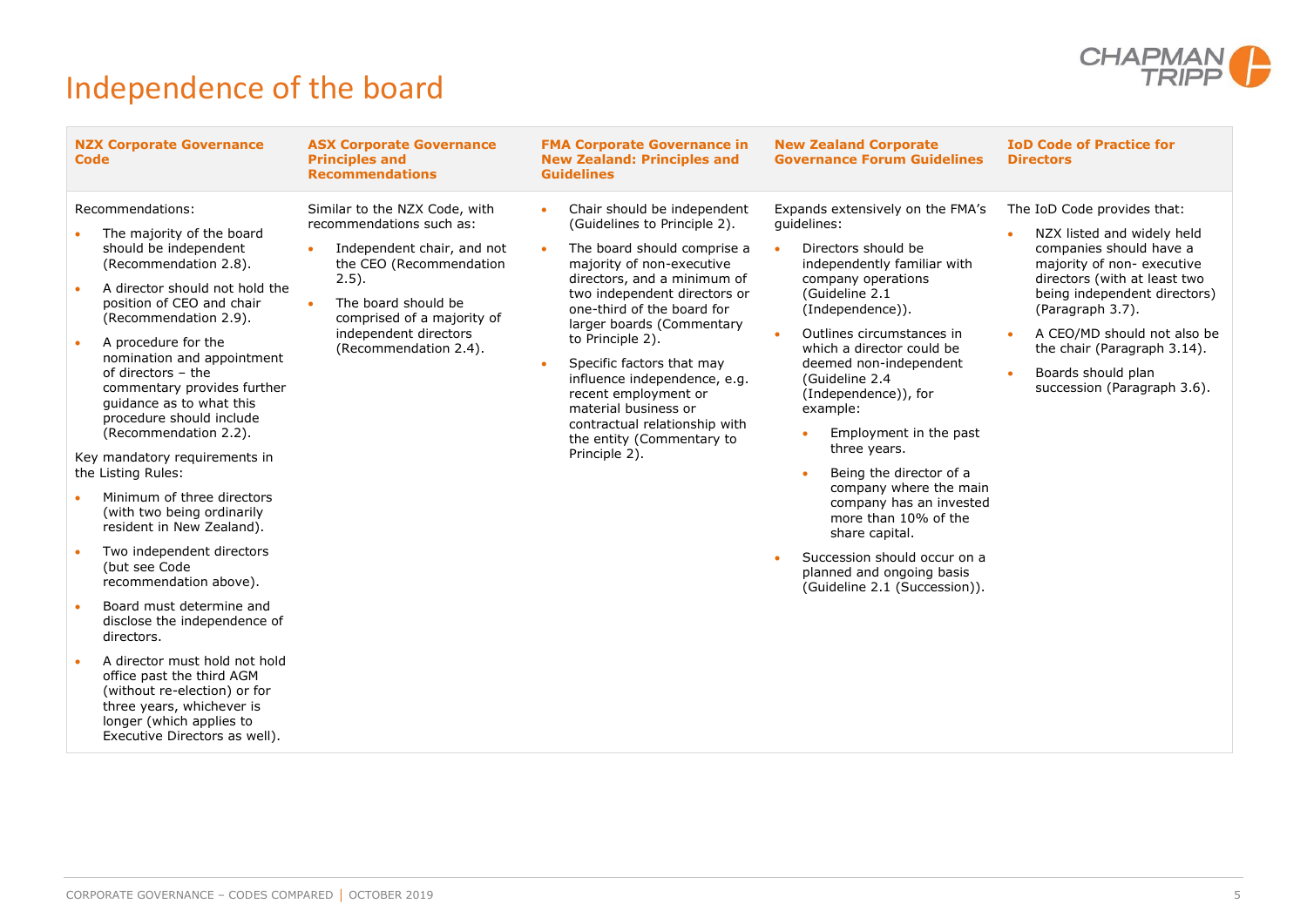# Independence of the board

| NZX Corporate Governance Code | ASX Corporate Governance Principles and Recommendations | FMA Corporate Governance in New Zealand: Principles and Guidelines | New Zealand Corporate Governance Forum Guidelines | IoD Code of Practice for Directors |
|---|---|---|---|---|
| Recommendations:<br>• The majority of the board should be independent (Recommendation 2.8).<br>• A director should not hold the position of CEO and chair (Recommendation 2.9).<br>• A procedure for the nomination and appointment of directors – the commentary provides further guidance as to what this procedure should include (Recommendation 2.2).<br><br>Key mandatory requirements in the Listing Rules:<br>• Minimum of three directors (with two being ordinarily resident in New Zealand).<br>• Two independent directors (but see Code recommendation above).<br>• Board must determine and disclose the independence of directors.<br>• A director must hold not hold office past the third AGM (without re-election) or for three years, whichever is longer (which applies to Executive Directors as well). | Similar to the NZX Code, with recommendations such as:<br>• Independent chair, and not the CEO (Recommendation 2.5).<br>• The board should be comprised of a majority of independent directors (Recommendation 2.4). | • Chair should be independent (Guidelines to Principle 2).<br>• The board should comprise a majority of non-executive directors, and a minimum of two independent directors or one-third of the board for larger boards (Commentary to Principle 2).<br>• Specific factors that may influence independence, e.g. recent employment or material business or contractual relationship with the entity (Commentary to Principle 2). | Expands extensively on the FMA's guidelines:<br>• Directors should be independently familiar with company operations (Guideline 2.1 (Independence)).<br>• Outlines circumstances in which a director could be deemed non-independent (Guideline 2.4 (Independence)), for example:<br>&nbsp;&nbsp;◦ Employment in the past three years.<br>&nbsp;&nbsp;◦ Being the director of a company where the main company has an invested more than 10% of the share capital.<br>• Succession should occur on a planned and ongoing basis (Guideline 2.1 (Succession)). | The IoD Code provides that:<br>• NZX listed and widely held companies should have a majority of non- executive directors (with at least two being independent directors) (Paragraph 3.7).<br>• A CEO/MD should not also be the chair (Paragraph 3.14).<br>• Boards should plan succession (Paragraph 3.6). |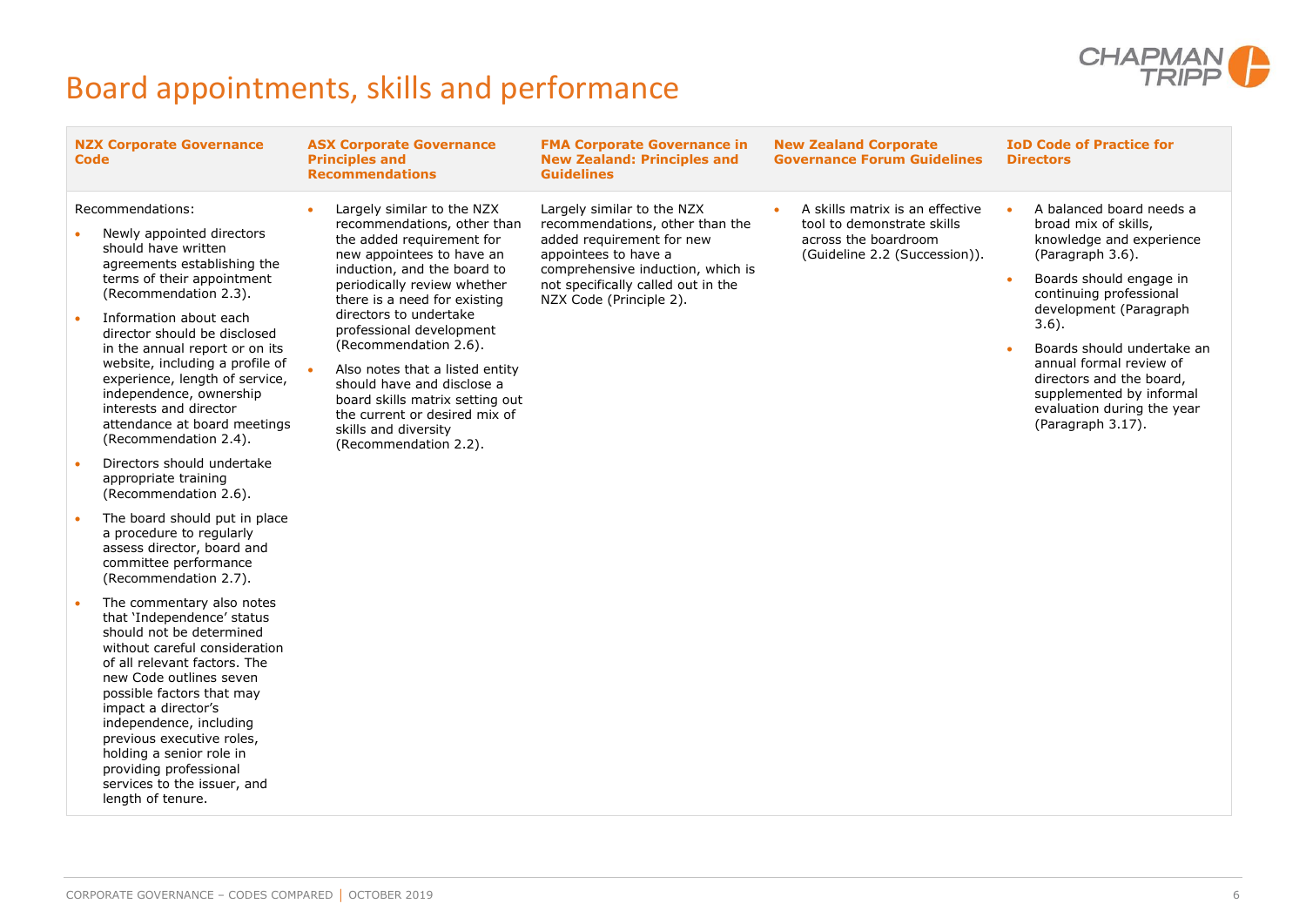# Board appointments, skills and performance

| NZX Corporate Governance Code | ASX Corporate Governance Principles and Recommendations | FMA Corporate Governance in New Zealand: Principles and Guidelines | New Zealand Corporate Governance Forum Guidelines | IoD Code of Practice for Directors |
|---|---|---|---|---|
| Recommendations:<br>• Newly appointed directors should have written agreements establishing the terms of their appointment (Recommendation 2.3).<br>• Information about each director should be disclosed in the annual report or on its website, including a profile of experience, length of service, independence, ownership interests and director attendance at board meetings (Recommendation 2.4).<br>• Directors should undertake appropriate training (Recommendation 2.6).<br>• The board should put in place a procedure to regularly assess director, board and committee performance (Recommendation 2.7).<br>• The commentary also notes that 'Independence' status should not be determined without careful consideration of all relevant factors. The new Code outlines seven possible factors that may impact a director's independence, including previous executive roles, holding a senior role in providing professional services to the issuer, and length of tenure. | • Largely similar to the NZX recommendations, other than the added requirement for new appointees to have an induction, and the board to periodically review whether there is a need for existing directors to undertake professional development (Recommendation 2.6).<br>• Also notes that a listed entity should have and disclose a board skills matrix setting out the current or desired mix of skills and diversity (Recommendation 2.2). | Largely similar to the NZX recommendations, other than the added requirement for new appointees to have a comprehensive induction, which is not specifically called out in the NZX Code (Principle 2). | • A skills matrix is an effective tool to demonstrate skills across the boardroom (Guideline 2.2 (Succession)). | • A balanced board needs a broad mix of skills, knowledge and experience (Paragraph 3.6).<br>• Boards should engage in continuing professional development (Paragraph 3.6).<br>• Boards should undertake an annual formal review of directors and the board, supplemented by informal evaluation during the year (Paragraph 3.17). |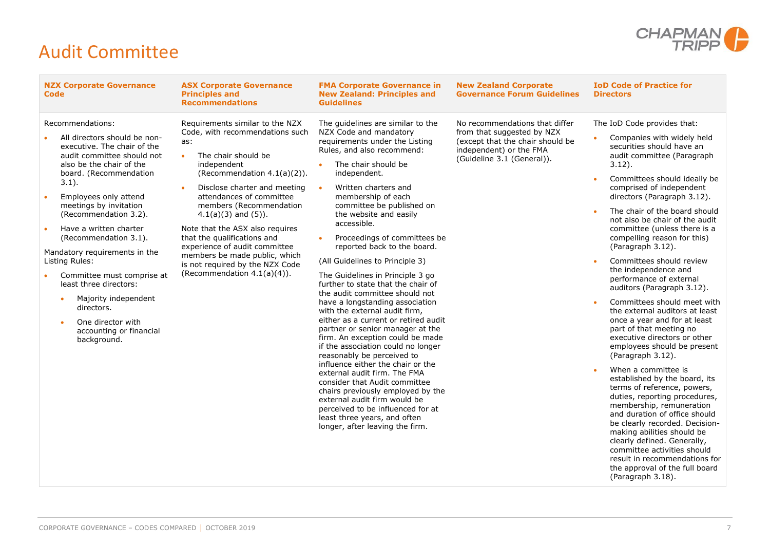# Audit Committee

| NZX Corporate Governance Code | ASX Corporate Governance Principles and Recommendations | FMA Corporate Governance in New Zealand: Principles and Guidelines | New Zealand Corporate Governance Forum Guidelines | IoD Code of Practice for Directors |
|---|---|---|---|---|
| Recommendations:<br>• All directors should be non-executive. The chair of the audit committee should not also be the chair of the board. (Recommendation 3.1).<br>• Employees only attend meetings by invitation (Recommendation 3.2).<br>• Have a written charter (Recommendation 3.1).<br>Mandatory requirements in the Listing Rules:<br>• Committee must comprise at least three directors:<br>&nbsp;&nbsp;◦ Majority independent directors.<br>&nbsp;&nbsp;◦ One director with accounting or financial background. | Requirements similar to the NZX Code, with recommendations such as:<br>• The chair should be independent (Recommendation 4.1(a)(2)).<br>• Disclose charter and meeting attendances of committee members (Recommendation 4.1(a)(3) and (5)).<br>Note that the ASX also requires that the qualifications and experience of audit committee members be made public, which is not required by the NZX Code (Recommendation 4.1(a)(4)). | The guidelines are similar to the NZX Code and mandatory requirements under the Listing Rules, and also recommend:<br>• The chair should be independent.<br>• Written charters and membership of each committee be published on the website and easily accessible.<br>• Proceedings of committees be reported back to the board.<br>(All Guidelines to Principle 3)<br>The Guidelines in Principle 3 go further to state that the chair of the audit committee should not have a longstanding association with the external audit firm, either as a current or retired audit partner or senior manager at the firm. An exception could be made if the association could no longer reasonably be perceived to influence either the chair or the external audit firm. The FMA consider that Audit committee chairs previously employed by the external audit firm would be perceived to be influenced for at least three years, and often longer, after leaving the firm. | No recommendations that differ from that suggested by NZX (except that the chair should be independent) or the FMA (Guideline 3.1 (General)). | The IoD Code provides that:<br>• Companies with widely held securities should have an audit committee (Paragraph 3.12).<br>• Committees should ideally be comprised of independent directors (Paragraph 3.12).<br>• The chair of the board should not also be chair of the audit committee (unless there is a compelling reason for this) (Paragraph 3.12).<br>• Committees should review the independence and performance of external auditors (Paragraph 3.12).<br>• Committees should meet with the external auditors at least once a year and for at least part of that meeting no executive directors or other employees should be present (Paragraph 3.12).<br>• When a committee is established by the board, its terms of reference, powers, duties, reporting procedures, membership, remuneration and duration of office should be clearly recorded. Decision-making abilities should be clearly defined. Generally, committee activities should result in recommendations for the approval of the full board (Paragraph 3.18). |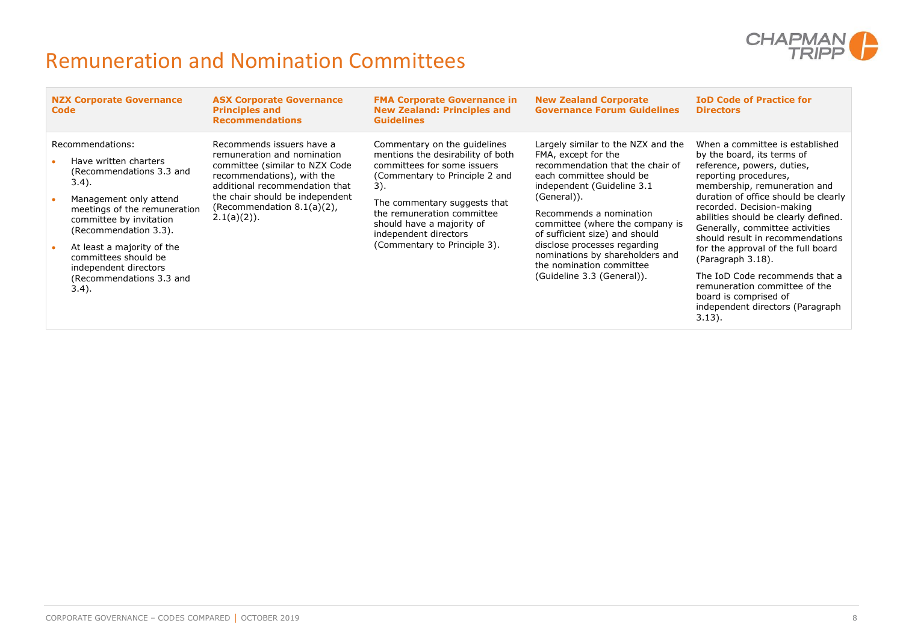# Remuneration and Nomination Committees

| NZX Corporate Governance Code | ASX Corporate Governance Principles and Recommendations | FMA Corporate Governance in New Zealand: Principles and Guidelines | New Zealand Corporate Governance Forum Guidelines | IoD Code of Practice for Directors |
|---|---|---|---|---|
| Recommendations:<br>• Have written charters (Recommendations 3.3 and 3.4).<br>• Management only attend meetings of the remuneration committee by invitation (Recommendation 3.3).<br>• At least a majority of the committees should be independent directors (Recommendations 3.3 and 3.4). | Recommends issuers have a remuneration and nomination committee (similar to NZX Code recommendations), with the additional recommendation that the chair should be independent (Recommendation 8.1(a)(2), 2.1(a)(2)). | Commentary on the guidelines mentions the desirability of both committees for some issuers (Commentary to Principle 2 and 3).<br><br>The commentary suggests that the remuneration committee should have a majority of independent directors (Commentary to Principle 3). | Largely similar to the NZX and the FMA, except for the recommendation that the chair of each committee should be independent (Guideline 3.1 (General)).<br><br>Recommends a nomination committee (where the company is of sufficient size) and should disclose processes regarding nominations by shareholders and the nomination committee (Guideline 3.3 (General)). | When a committee is established by the board, its terms of reference, powers, duties, reporting procedures, membership, remuneration and duration of office should be clearly recorded. Decision-making abilities should be clearly defined. Generally, committee activities should result in recommendations for the approval of the full board (Paragraph 3.18).<br><br>The IoD Code recommends that a remuneration committee of the board is comprised of independent directors (Paragraph 3.13). |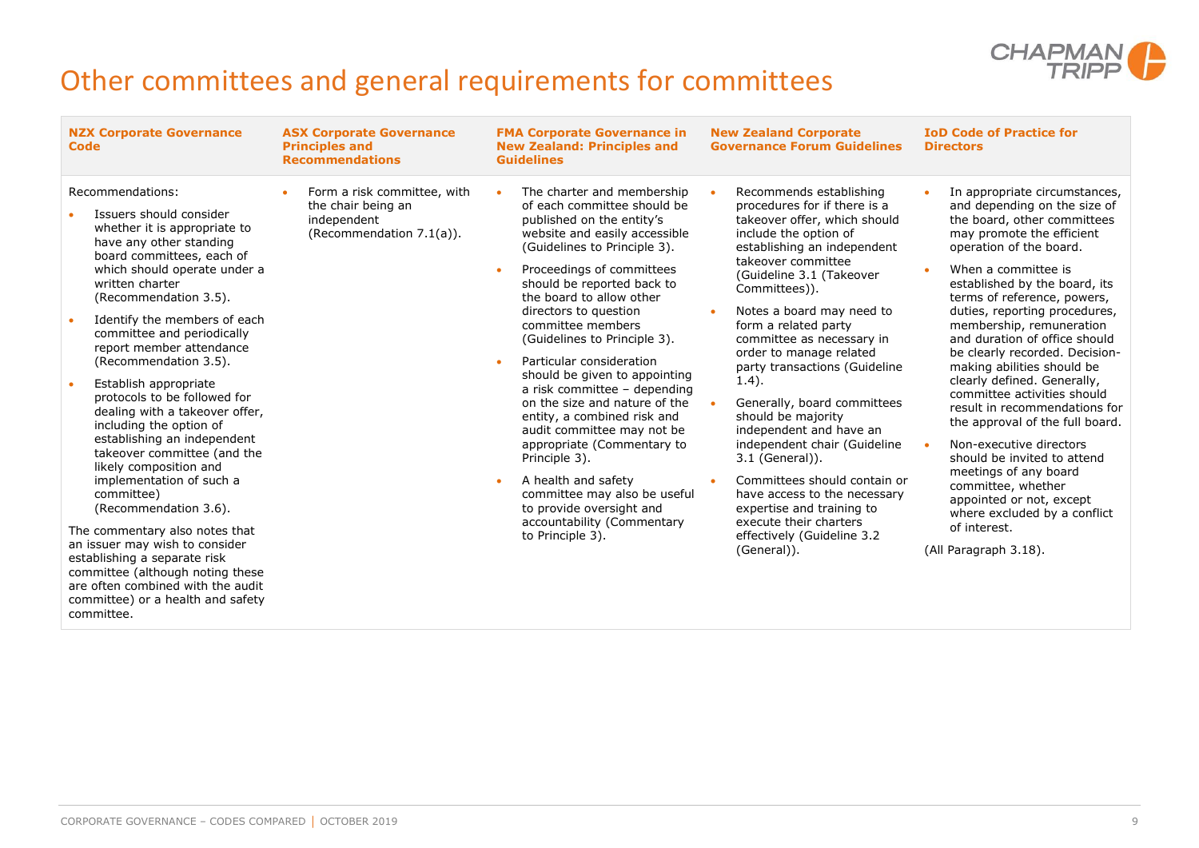# Other committees and general requirements for committees

| NZX Corporate Governance Code | ASX Corporate Governance Principles and Recommendations | FMA Corporate Governance in New Zealand: Principles and Guidelines | New Zealand Corporate Governance Forum Guidelines | IoD Code of Practice for Directors |
|---|---|---|---|---|
| Recommendations:<br>• Issuers should consider whether it is appropriate to have any other standing board committees, each of which should operate under a written charter (Recommendation 3.5).<br>• Identify the members of each committee and periodically report member attendance (Recommendation 3.5).<br>• Establish appropriate protocols to be followed for dealing with a takeover offer, including the option of establishing an independent takeover committee (and the likely composition and implementation of such a committee) (Recommendation 3.6).<br>The commentary also notes that an issuer may wish to consider establishing a separate risk committee (although noting these are often combined with the audit committee) or a health and safety committee. | • Form a risk committee, with the chair being an independent (Recommendation 7.1(a)). | • The charter and membership of each committee should be published on the entity's website and easily accessible (Guidelines to Principle 3).<br>• Proceedings of committees should be reported back to the board to allow other directors to question committee members (Guidelines to Principle 3).<br>• Particular consideration should be given to appointing a risk committee – depending on the size and nature of the entity, a combined risk and audit committee may not be appropriate (Commentary to Principle 3).<br>• A health and safety committee may also be useful to provide oversight and accountability (Commentary to Principle 3). | • Recommends establishing procedures for if there is a takeover offer, which should include the option of establishing an independent takeover committee (Guideline 3.1 (Takeover Committees)).<br>• Notes a board may need to form a related party committee as necessary in order to manage related party transactions (Guideline 1.4).<br>• Generally, board committees should be majority independent and have an independent chair (Guideline 3.1 (General)).<br>• Committees should contain or have access to the necessary expertise and training to execute their charters effectively (Guideline 3.2 (General)). | • In appropriate circumstances, and depending on the size of the board, other committees may promote the efficient operation of the board.<br>• When a committee is established by the board, its terms of reference, powers, duties, reporting procedures, membership, remuneration and duration of office should be clearly recorded. Decision-making abilities should be clearly defined. Generally, committee activities should result in recommendations for the approval of the full board.<br>• Non-executive directors should be invited to attend meetings of any board committee, whether appointed or not, except where excluded by a conflict of interest.<br>(All Paragraph 3.18). |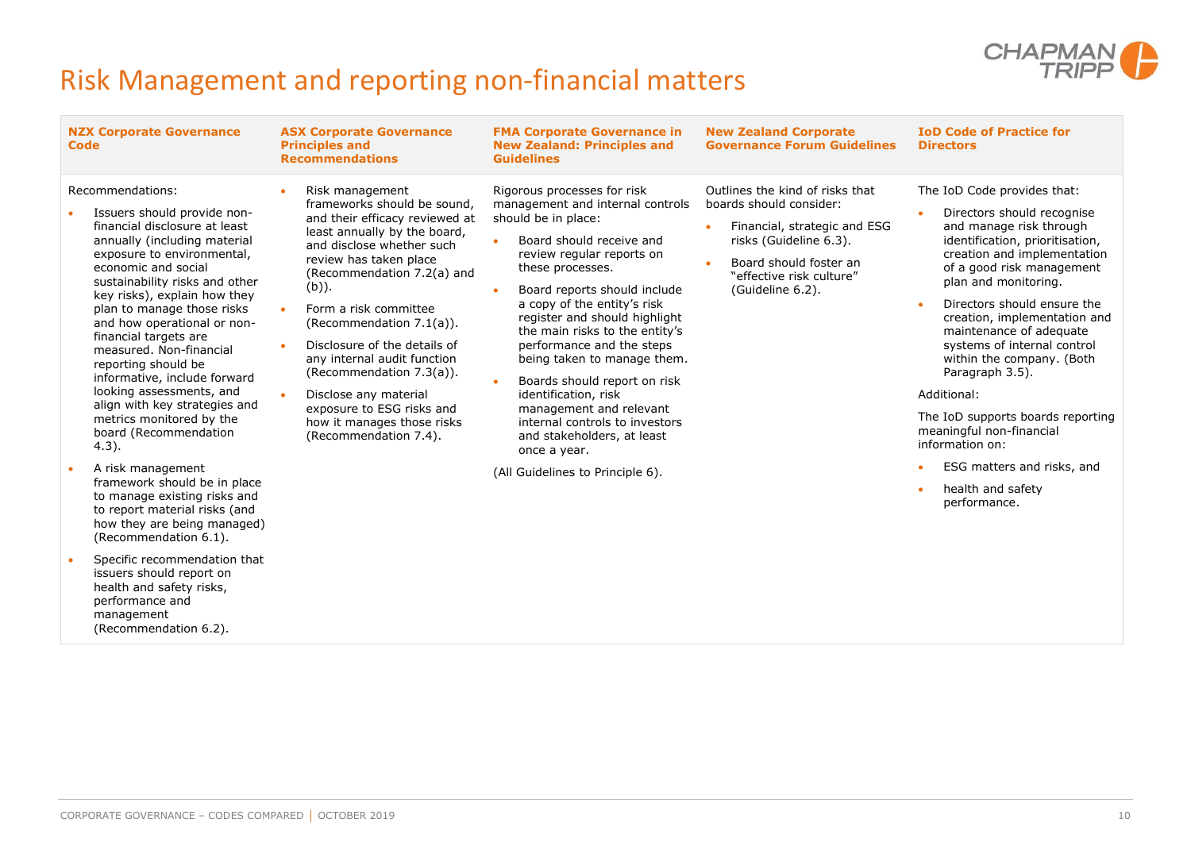# Risk Management and reporting non-financial matters

| NZX Corporate Governance Code | ASX Corporate Governance Principles and Recommendations | FMA Corporate Governance in New Zealand: Principles and Guidelines | New Zealand Corporate Governance Forum Guidelines | IoD Code of Practice for Directors |
|---|---|---|---|---|
| Recommendations:<br>• Issuers should provide non-financial disclosure at least annually (including material exposure to environmental, economic and social sustainability risks and other key risks), explain how they plan to manage those risks and how operational or non-financial targets are measured. Non-financial reporting should be informative, include forward looking assessments, and align with key strategies and metrics monitored by the board (Recommendation 4.3).<br>• A risk management framework should be in place to manage existing risks and to report material risks (and how they are being managed) (Recommendation 6.1).<br>• Specific recommendation that issuers should report on health and safety risks, performance and management (Recommendation 6.2). | • Risk management frameworks should be sound, and their efficacy reviewed at least annually by the board, and disclose whether such review has taken place (Recommendation 7.2(a) and (b)).<br>• Form a risk committee (Recommendation 7.1(a)).<br>• Disclosure of the details of any internal audit function (Recommendation 7.3(a)).<br>• Disclose any material exposure to ESG risks and how it manages those risks (Recommendation 7.4). | Rigorous processes for risk management and internal controls should be in place:<br>• Board should receive and review regular reports on these processes.<br>• Board reports should include a copy of the entity's risk register and should highlight the main risks to the entity's performance and the steps being taken to manage them.<br>• Boards should report on risk identification, risk management and relevant internal controls to investors and stakeholders, at least once a year.<br>(All Guidelines to Principle 6). | Outlines the kind of risks that boards should consider:<br>• Financial, strategic and ESG risks (Guideline 6.3).<br>• Board should foster an "effective risk culture" (Guideline 6.2). | The IoD Code provides that:<br>• Directors should recognise and manage risk through identification, prioritisation, creation and implementation of a good risk management plan and monitoring.<br>• Directors should ensure the creation, implementation and maintenance of adequate systems of internal control within the company. (Both Paragraph 3.5).<br>Additional:<br>The IoD supports boards reporting meaningful non-financial information on:<br>• ESG matters and risks, and<br>• health and safety performance. |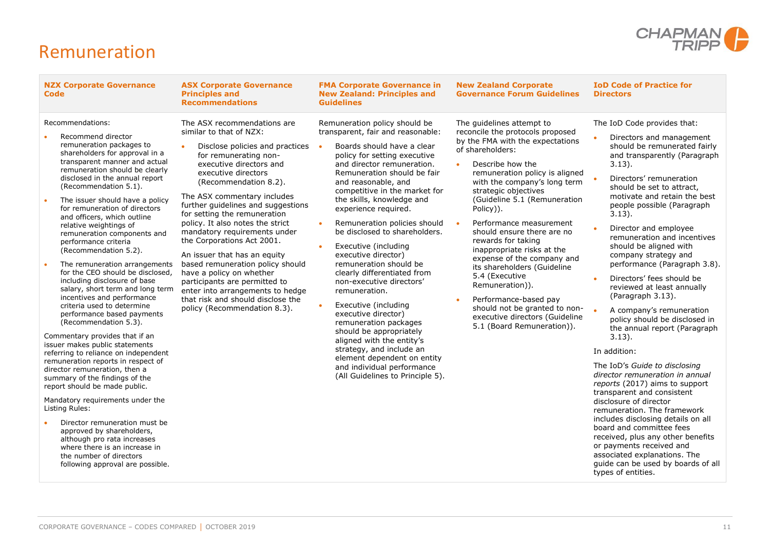# Remuneration

| NZX Corporate Governance Code | ASX Corporate Governance Principles and Recommendations | FMA Corporate Governance in New Zealand: Principles and Guidelines | New Zealand Corporate Governance Forum Guidelines | IoD Code of Practice for Directors |
|---|---|---|---|---|
| Recommendations:<br>• Recommend director remuneration packages to shareholders for approval in a transparent manner and actual remuneration should be clearly disclosed in the annual report (Recommendation 5.1).<br>• The issuer should have a policy for remuneration of directors and officers, which outline relative weightings of remuneration components and performance criteria (Recommendation 5.2).<br>• The remuneration arrangements for the CEO should be disclosed, including disclosure of base salary, short term and long term incentives and performance criteria used to determine performance based payments (Recommendation 5.3).<br>Commentary provides that if an issuer makes public statements referring to reliance on independent remuneration reports in respect of director remuneration, then a summary of the findings of the report should be made public.<br>Mandatory requirements under the Listing Rules:<br>• Director remuneration must be approved by shareholders, although pro rata increases where there is an increase in the number of directors following approval are possible. | The ASX recommendations are similar to that of NZX:<br>• Disclose policies and practices for remunerating non-executive directors and executive directors (Recommendation 8.2).<br>The ASX commentary includes further guidelines and suggestions for setting the remuneration policy. It also notes the strict mandatory requirements under the Corporations Act 2001.<br>An issuer that has an equity based remuneration policy should have a policy on whether participants are permitted to enter into arrangements to hedge that risk and should disclose the policy (Recommendation 8.3). | Remuneration policy should be transparent, fair and reasonable:<br>• Boards should have a clear policy for setting executive and director remuneration. Remuneration should be fair and reasonable, and competitive in the market for the skills, knowledge and experience required.<br>• Remuneration policies should be disclosed to shareholders.<br>• Executive (including executive director) remuneration should be clearly differentiated from non-executive directors' remuneration.<br>• Executive (including executive director) remuneration packages should be appropriately aligned with the entity's strategy, and include an element dependent on entity and individual performance (All Guidelines to Principle 5). | The guidelines attempt to reconcile the protocols proposed by the FMA with the expectations of shareholders:<br>• Describe how the remuneration policy is aligned with the company's long term strategic objectives (Guideline 5.1 (Remuneration Policy)).<br>• Performance measurement should ensure there are no rewards for taking inappropriate risks at the expense of the company and its shareholders (Guideline 5.4 (Executive Remuneration)).<br>• Performance-based pay should not be granted to non-executive directors (Guideline 5.1 (Board Remuneration)). | The IoD Code provides that:<br>• Directors and management should be remunerated fairly and transparently (Paragraph 3.13).<br>• Directors' remuneration should be set to attract, motivate and retain the best people possible (Paragraph 3.13).<br>• Director and employee remuneration and incentives should be aligned with company strategy and performance (Paragraph 3.8).<br>• Directors' fees should be reviewed at least annually (Paragraph 3.13).<br>• A company's remuneration policy should be disclosed in the annual report (Paragraph 3.13).<br>In addition:<br>The IoD's *Guide to disclosing director remuneration in annual reports* (2017) aims to support transparent and consistent disclosure of director remuneration. The framework includes disclosing details on all board and committee fees received, plus any other benefits or payments received and associated explanations. The guide can be used by boards of all types of entities. |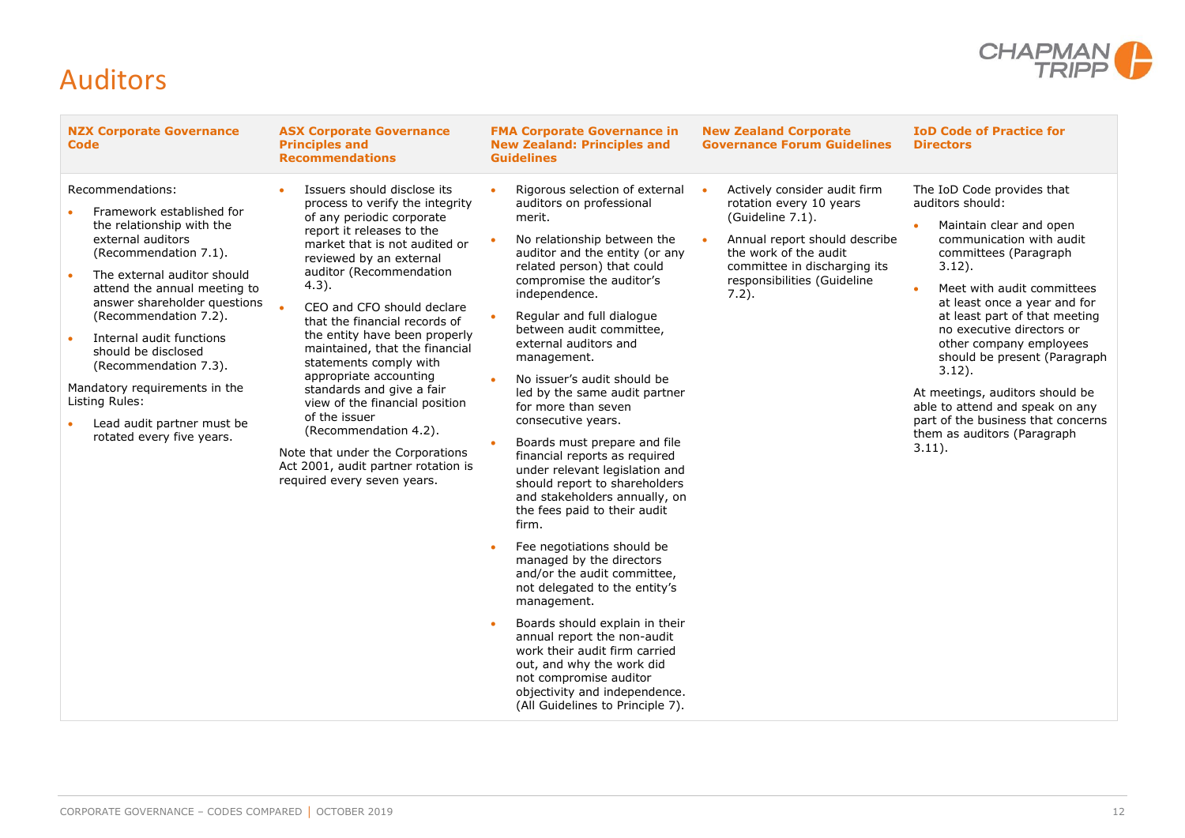# Auditors

| NZX Corporate Governance Code | ASX Corporate Governance Principles and Recommendations | FMA Corporate Governance in New Zealand: Principles and Guidelines | New Zealand Corporate Governance Forum Guidelines | IoD Code of Practice for Directors |
|---|---|---|---|---|
| Recommendations:<br>• Framework established for the relationship with the external auditors (Recommendation 7.1).<br>• The external auditor should attend the annual meeting to answer shareholder questions (Recommendation 7.2).<br>• Internal audit functions should be disclosed (Recommendation 7.3).<br>Mandatory requirements in the Listing Rules:<br>• Lead audit partner must be rotated every five years. | • Issuers should disclose its process to verify the integrity of any periodic corporate report it releases to the market that is not audited or reviewed by an external auditor (Recommendation 4.3).<br>• CEO and CFO should declare that the financial records of the entity have been properly maintained, that the financial statements comply with appropriate accounting standards and give a fair view of the financial position of the issuer (Recommendation 4.2).<br>Note that under the Corporations Act 2001, audit partner rotation is required every seven years. | • Rigorous selection of external auditors on professional merit.<br>• No relationship between the auditor and the entity (or any related person) that could compromise the auditor's independence.<br>• Regular and full dialogue between audit committee, external auditors and management.<br>• No issuer's audit should be led by the same audit partner for more than seven consecutive years.<br>• Boards must prepare and file financial reports as required under relevant legislation and should report to shareholders and stakeholders annually, on the fees paid to their audit firm.<br>• Fee negotiations should be managed by the directors and/or the audit committee, not delegated to the entity's management.<br>• Boards should explain in their annual report the non-audit work their audit firm carried out, and why the work did not compromise auditor objectivity and independence. (All Guidelines to Principle 7). | • Actively consider audit firm rotation every 10 years (Guideline 7.1).<br>• Annual report should describe the work of the audit committee in discharging its responsibilities (Guideline 7.2). | The IoD Code provides that auditors should:<br>• Maintain clear and open communication with audit committees (Paragraph 3.12).<br>• Meet with audit committees at least once a year and for at least part of that meeting no executive directors or other company employees should be present (Paragraph 3.12).<br>At meetings, auditors should be able to attend and speak on any part of the business that concerns them as auditors (Paragraph 3.11). |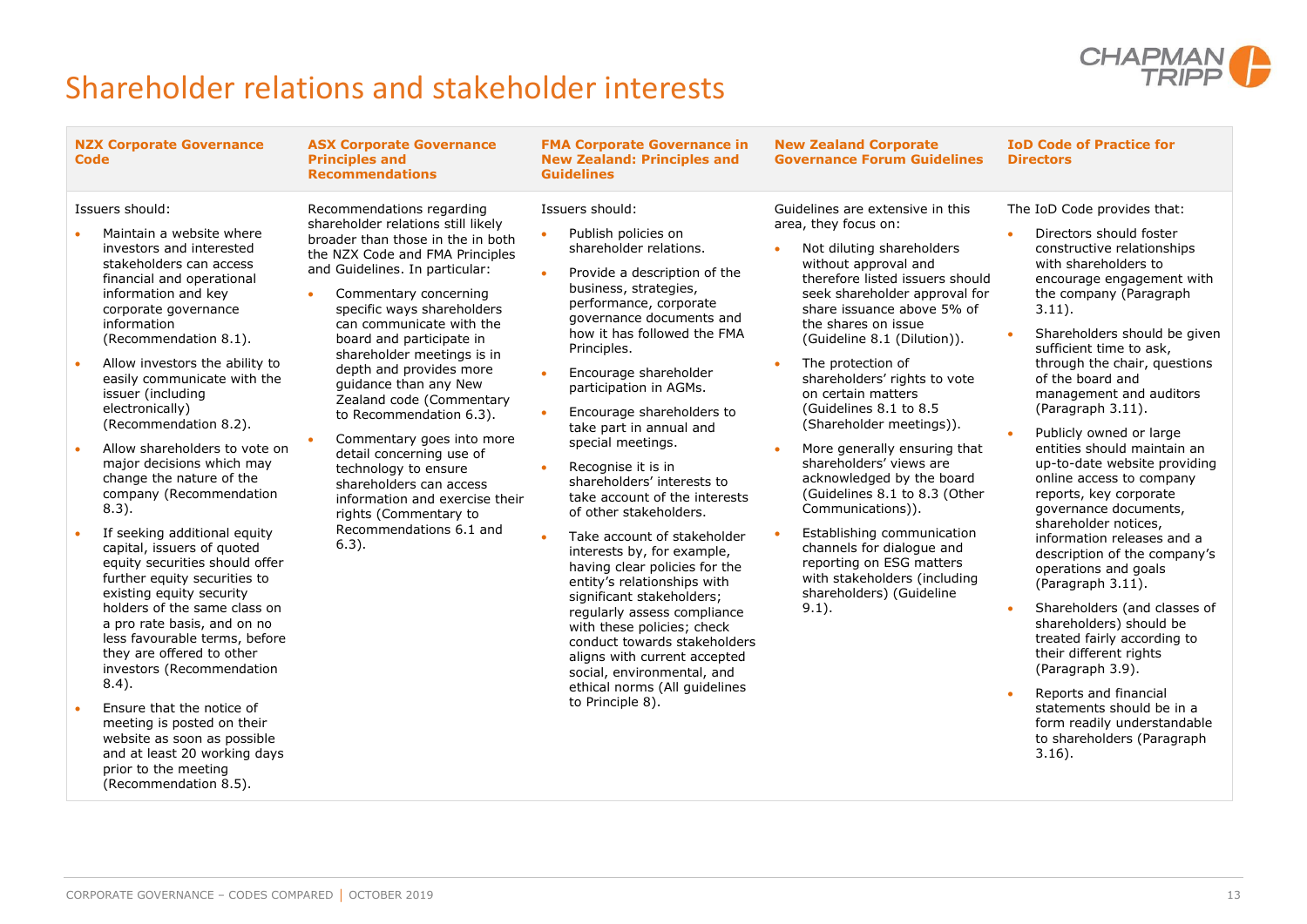# Shareholder relations and stakeholder interests

| NZX Corporate Governance Code | ASX Corporate Governance Principles and Recommendations | FMA Corporate Governance in New Zealand: Principles and Guidelines | New Zealand Corporate Governance Forum Guidelines | IoD Code of Practice for Directors |
|---|---|---|---|---|
| Issuers should:<br>• Maintain a website where investors and interested stakeholders can access financial and operational information and key corporate governance information (Recommendation 8.1).<br>• Allow investors the ability to easily communicate with the issuer (including electronically) (Recommendation 8.2).<br>• Allow shareholders to vote on major decisions which may change the nature of the company (Recommendation 8.3).<br>• If seeking additional equity capital, issuers of quoted equity securities should offer further equity securities to existing equity security holders of the same class on a pro rate basis, and on no less favourable terms, before they are offered to other investors (Recommendation 8.4).<br>• Ensure that the notice of meeting is posted on their website as soon as possible and at least 20 working days prior to the meeting (Recommendation 8.5). | Recommendations regarding shareholder relations still likely broader than those in the in both the NZX Code and FMA Principles and Guidelines. In particular:<br>• Commentary concerning specific ways shareholders can communicate with the board and participate in shareholder meetings is in depth and provides more guidance than any New Zealand code (Commentary to Recommendation 6.3).<br>• Commentary goes into more detail concerning use of technology to ensure shareholders can access information and exercise their rights (Commentary to Recommendations 6.1 and 6.3). | Issuers should:<br>• Publish policies on shareholder relations.<br>• Provide a description of the business, strategies, performance, corporate governance documents and how it has followed the FMA Principles.<br>• Encourage shareholder participation in AGMs.<br>• Encourage shareholders to take part in annual and special meetings.<br>• Recognise it is in shareholders' interests to take account of the interests of other stakeholders.<br>• Take account of stakeholder interests by, for example, having clear policies for the entity's relationships with significant stakeholders; regularly assess compliance with these policies; check conduct towards stakeholders aligns with current accepted social, environmental, and ethical norms (All guidelines to Principle 8). | Guidelines are extensive in this area, they focus on:<br>• Not diluting shareholders without approval and therefore listed issuers should seek shareholder approval for share issuance above 5% of the shares on issue (Guideline 8.1 (Dilution)).<br>• The protection of shareholders' rights to vote on certain matters (Guidelines 8.1 to 8.5 (Shareholder meetings)).<br>• More generally ensuring that shareholders' views are acknowledged by the board (Guidelines 8.1 to 8.3 (Other Communications)).<br>• Establishing communication channels for dialogue and reporting on ESG matters with stakeholders (including shareholders) (Guideline 9.1). | The IoD Code provides that:<br>• Directors should foster constructive relationships with shareholders to encourage engagement with the company (Paragraph 3.11).<br>• Shareholders should be given sufficient time to ask, through the chair, questions of the board and management and auditors (Paragraph 3.11).<br>• Publicly owned or large entities should maintain an up-to-date website providing online access to company reports, key corporate governance documents, shareholder notices, information releases and a description of the company's operations and goals (Paragraph 3.11).<br>• Shareholders (and classes of shareholders) should be treated fairly according to their different rights (Paragraph 3.9).<br>• Reports and financial statements should be in a form readily understandable to shareholders (Paragraph 3.16). |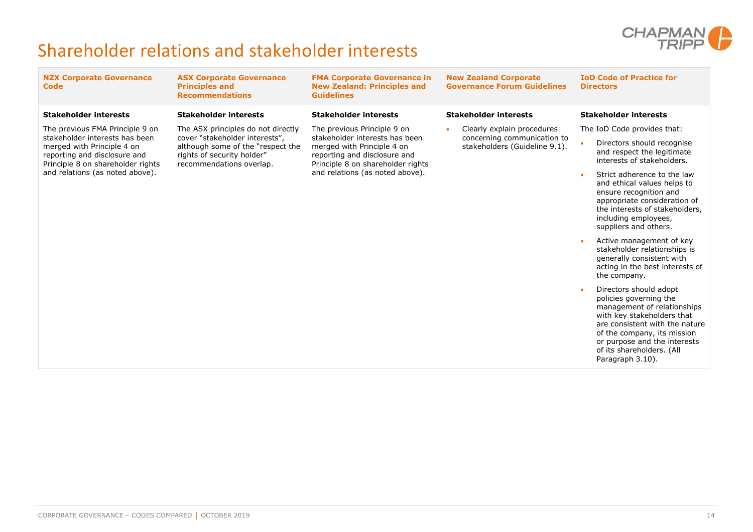# Shareholder relations and stakeholder interests

| NZX Corporate Governance Code | ASX Corporate Governance Principles and Recommendations | FMA Corporate Governance in New Zealand: Principles and Guidelines | New Zealand Corporate Governance Forum Guidelines | IoD Code of Practice for Directors |
|---|---|---|---|---|
| **Stakeholder interests** | **Stakeholder interests** | **Stakeholder interests** | **Stakeholder interests** | **Stakeholder interests** |
| The previous FMA Principle 9 on stakeholder interests has been merged with Principle 4 on reporting and disclosure and Principle 8 on shareholder rights and relations (as noted above). | The ASX principles do not directly cover "stakeholder interests", although some of the "respect the rights of security holder" recommendations overlap. | The previous Principle 9 on stakeholder interests has been merged with Principle 4 on reporting and disclosure and Principle 8 on shareholder rights and relations (as noted above). | • Clearly explain procedures concerning communication to stakeholders (Guideline 9.1). | The IoD Code provides that:<br>• Directors should recognise and respect the legitimate interests of stakeholders.<br>• Strict adherence to the law and ethical values helps to ensure recognition and appropriate consideration of the interests of stakeholders, including employees, suppliers and others.<br>• Active management of key stakeholder relationships is generally consistent with acting in the best interests of the company.<br>• Directors should adopt policies governing the management of relationships with key stakeholders that are consistent with the nature of the company, its mission or purpose and the interests of its shareholders. (All Paragraph 3.10). |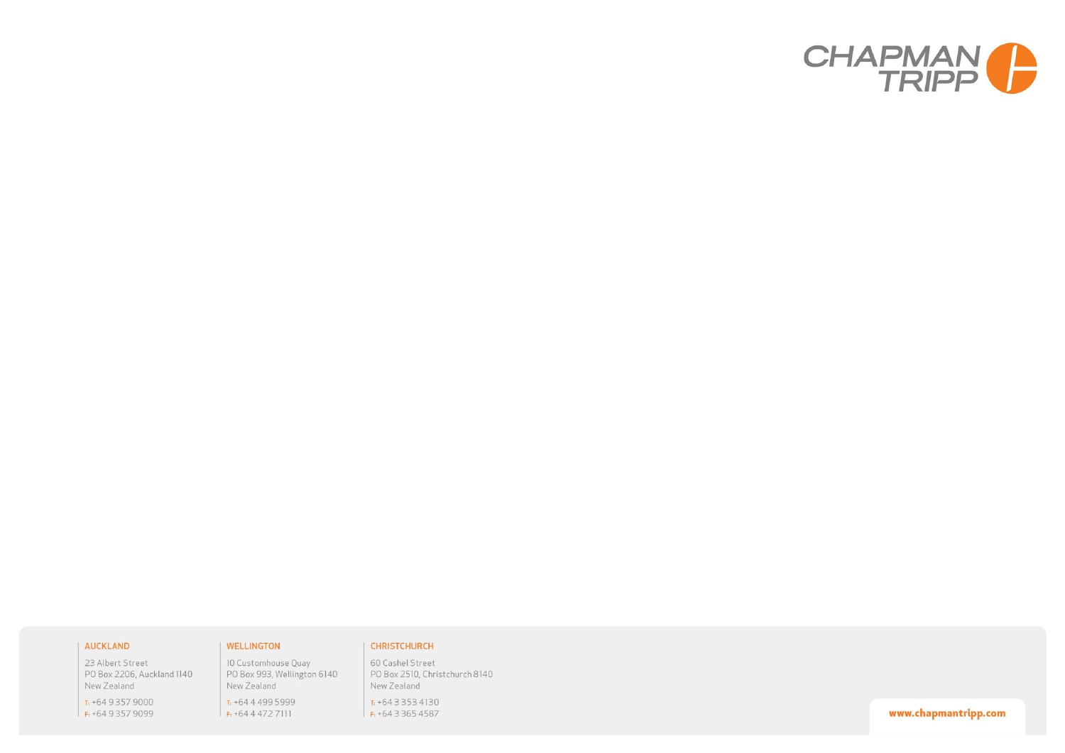CHAPMAN TRIPP

**AUCKLAND**

23 Albert Street
PO Box 2206, Auckland 1140
New Zealand

T: +64 9 357 9000
F: +64 9 357 9099

**WELLINGTON**

10 Customhouse Quay
PO Box 993, Wellington 6140
New Zealand

T: +64 4 499 5999
F: +64 4 472 7111

**CHRISTCHURCH**

60 Cashel Street
PO Box 2510, Christchurch 8140
New Zealand

T: +64 3 353 4130
F: +64 3 365 4587

www.chapmantripp.com